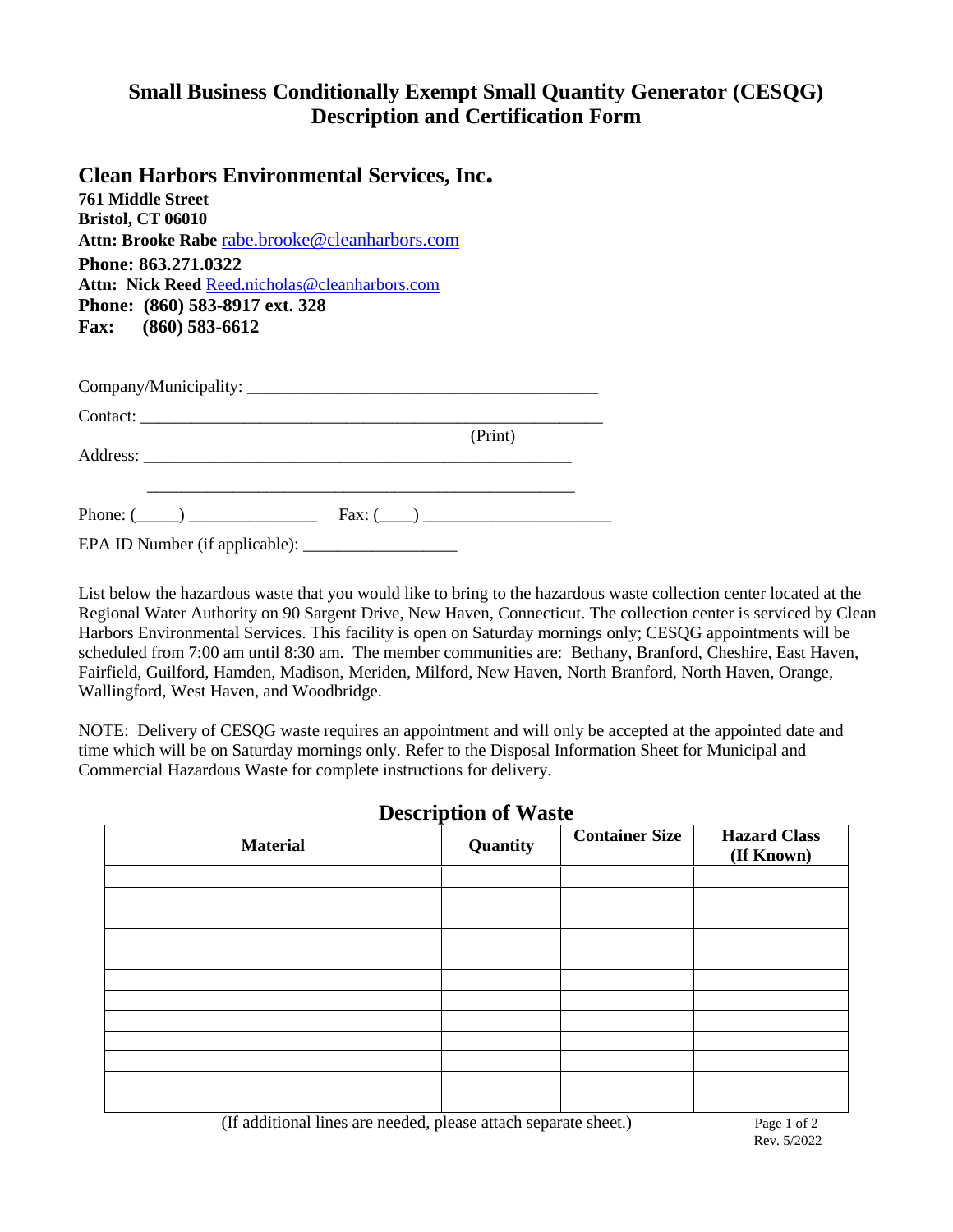# Small Business Conditionally Exempt Small Quantity Generator (CESQG) Description and Certification Form

## Clean Harbors Environmental Services, Inc.

**761 Middle Street**
**Bristol, CT 06010**
**Attn: Brooke Rabe** rabe.brooke@cleanharbors.com
**Phone: 863.271.0322**
**Attn: Nick Reed** Reed.nicholas@cleanharbors.com
**Phone: (860) 583-8917 ext. 328**
**Fax: (860) 583-6612**

Company/Municipality: ________________________________________

Contact: ____________________________________________________
(Print)

Address: __________________________________________________

__________________________________________________

Phone: (_____) _______________ Fax: (____) ______________________

EPA ID Number (if applicable): __________________

List below the hazardous waste that you would like to bring to the hazardous waste collection center located at the Regional Water Authority on 90 Sargent Drive, New Haven, Connecticut. The collection center is serviced by Clean Harbors Environmental Services. This facility is open on Saturday mornings only; CESQG appointments will be scheduled from 7:00 am until 8:30 am. The member communities are: Bethany, Branford, Cheshire, East Haven, Fairfield, Guilford, Hamden, Madison, Meriden, Milford, New Haven, North Branford, North Haven, Orange, Wallingford, West Haven, and Woodbridge.

NOTE: Delivery of CESQG waste requires an appointment and will only be accepted at the appointed date and time which will be on Saturday mornings only. Refer to the Disposal Information Sheet for Municipal and Commercial Hazardous Waste for complete instructions for delivery.

## Description of Waste

| Material | Quantity | Container Size | Hazard Class (If Known) |
|---|---|---|---|
| | | | |
| | | | |
| | | | |
| | | | |
| | | | |
| | | | |
| | | | |
| | | | |
| | | | |
| | | | |
| | | | |
| | | | |

(If additional lines are needed, please attach separate sheet.)

Rev. 5/2022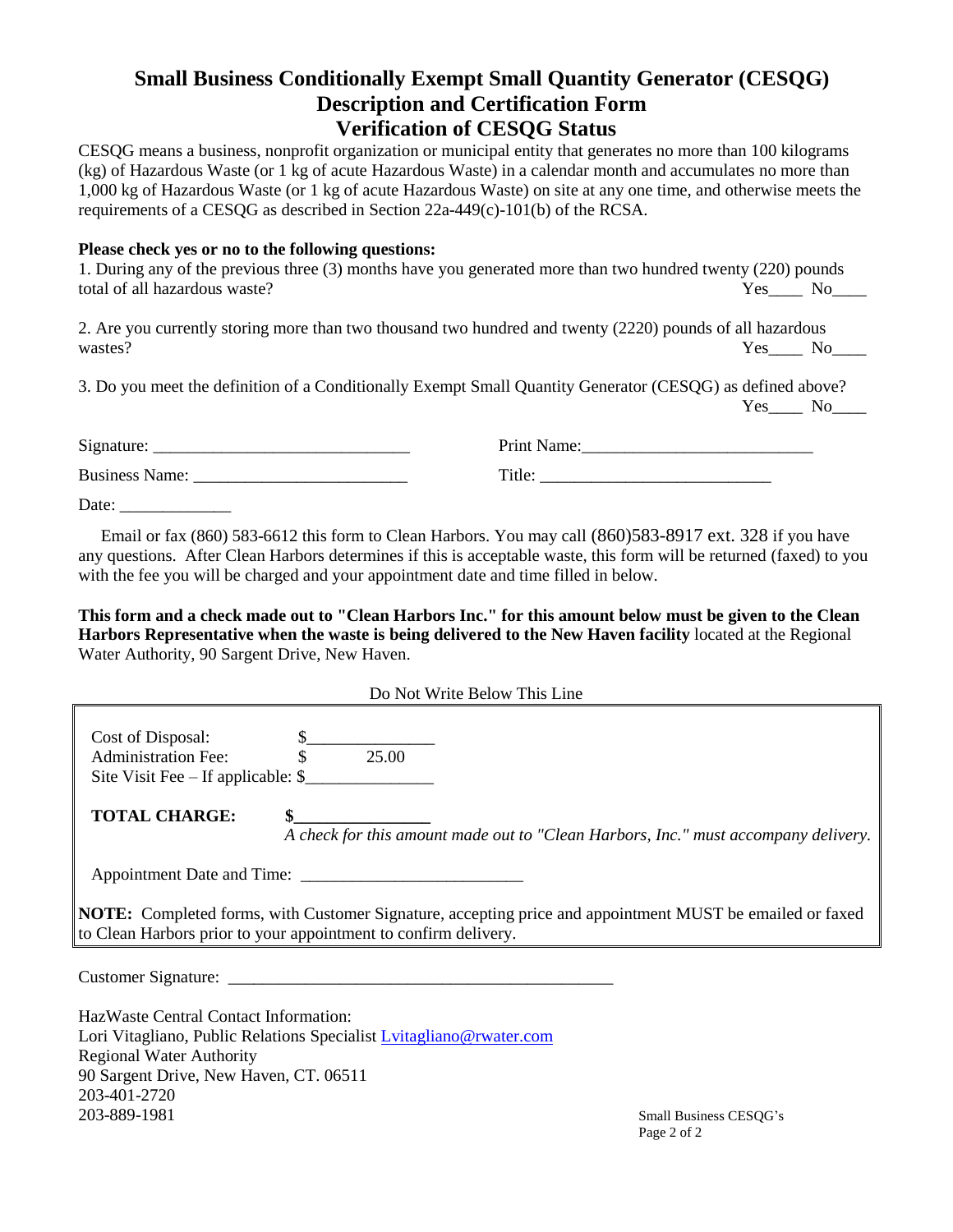# Small Business Conditionally Exempt Small Quantity Generator (CESQG) Description and Certification Form Verification of CESQG Status

CESQG means a business, nonprofit organization or municipal entity that generates no more than 100 kilograms (kg) of Hazardous Waste (or 1 kg of acute Hazardous Waste) in a calendar month and accumulates no more than 1,000 kg of Hazardous Waste (or 1 kg of acute Hazardous Waste) on site at any one time, and otherwise meets the requirements of a CESQG as described in Section 22a-449(c)-101(b) of the RCSA.

**Please check yes or no to the following questions:**

1. During any of the previous three (3) months have you generated more than two hundred twenty (220) pounds total of all hazardous waste? Yes____ No____

2. Are you currently storing more than two thousand two hundred and twenty (2220) pounds of all hazardous wastes? Yes____ No____

3. Do you meet the definition of a Conditionally Exempt Small Quantity Generator (CESQG) as defined above? Yes____ No____

Signature: ______________________________ Print Name:___________________________

Business Name: _________________________ Title: ___________________________

Date: _____________

Email or fax (860) 583-6612 this form to Clean Harbors. You may call (860)583-8917 ext. 328 if you have any questions. After Clean Harbors determines if this is acceptable waste, this form will be returned (faxed) to you with the fee you will be charged and your appointment date and time filled in below.

**This form and a check made out to "Clean Harbors Inc." for this amount below must be given to the Clean Harbors Representative when the waste is being delivered to the New Haven facility** located at the Regional Water Authority, 90 Sargent Drive, New Haven.

Do Not Write Below This Line

Cost of Disposal: $_______________

Administration Fee: $ 25.00

Site Visit Fee – If applicable: $_______________

**TOTAL CHARGE: $_______________**

*A check for this amount made out to "Clean Harbors, Inc." must accompany delivery.*

Appointment Date and Time: _________________________

**NOTE:** Completed forms, with Customer Signature, accepting price and appointment MUST be emailed or faxed to Clean Harbors prior to your appointment to confirm delivery.

Customer Signature: _____________________________________________

HazWaste Central Contact Information:
Lori Vitagliano, Public Relations Specialist Lvitagliano@rwater.com
Regional Water Authority
90 Sargent Drive, New Haven, CT. 06511
203-401-2720
203-889-1981